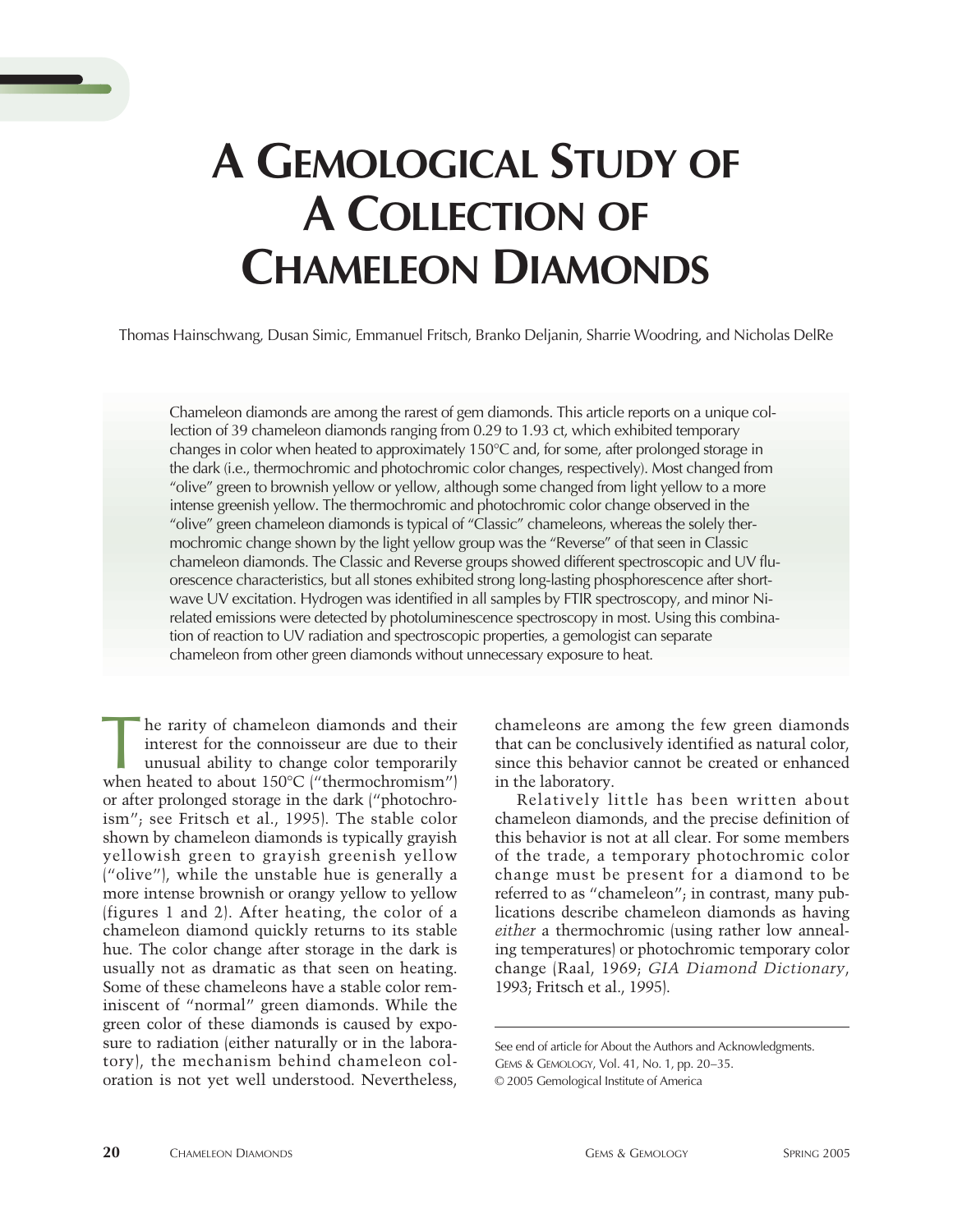# A GEMOLOGICAL STUDY OF A COLLECTION OF CHAMELEON DIAMONDS

Thomas Hainschwang, Dusan Simic, Emmanuel Fritsch, Branko Deljanin, Sharrie Woodring, and Nicholas DelRe

Chameleon diamonds are among the rarest of gem diamonds. This article reports on a unique collection of 39 chameleon diamonds ranging from 0.29 to 1.93 ct, which exhibited temporary changes in color when heated to approximately 150°C and, for some, after prolonged storage in the dark (i.e., thermochromic and photochromic color changes, respectively). Most changed from "olive" green to brownish yellow or yellow, although some changed from light yellow to a more intense greenish yellow. The thermochromic and photochromic color change observed in the "olive" green chameleon diamonds is typical of "Classic" chameleons, whereas the solely thermochromic change shown by the light yellow group was the "Reverse" of that seen in Classic chameleon diamonds. The Classic and Reverse groups showed different spectroscopic and UV fluorescence characteristics, but all stones exhibited strong long-lasting phosphorescence after short-wave UV excitation. Hydrogen was identified in all samples by FTIR spectroscopy, and minor Ni-related emissions were detected by photoluminescence spectroscopy in most. Using this combination of reaction to UV radiation and spectroscopic properties, a gemologist can separate chameleon from other green diamonds without unnecessary exposure to heat.

The rarity of chameleon diamonds and their interest for the connoisseur are due to their unusual ability to change color temporarily when heated to about 150°C ("thermochromism") or after prolonged storage in the dark ("photochromism"; see Fritsch et al., 1995). The stable color shown by chameleon diamonds is typically grayish yellowish green to grayish greenish yellow ("olive"), while the unstable hue is generally a more intense brownish or orangy yellow to yellow (figures 1 and 2). After heating, the color of a chameleon diamond quickly returns to its stable hue. The color change after storage in the dark is usually not as dramatic as that seen on heating. Some of these chameleons have a stable color reminiscent of "normal" green diamonds. While the green color of these diamonds is caused by exposure to radiation (either naturally or in the laboratory), the mechanism behind chameleon coloration is not yet well understood. Nevertheless, chameleons are among the few green diamonds that can be conclusively identified as natural color, since this behavior cannot be created or enhanced in the laboratory.

Relatively little has been written about chameleon diamonds, and the precise definition of this behavior is not at all clear. For some members of the trade, a temporary photochromic color change must be present for a diamond to be referred to as "chameleon"; in contrast, many publications describe chameleon diamonds as having *either* a thermochromic (using rather low annealing temperatures) or photochromic temporary color change (Raal, 1969; *GIA Diamond Dictionary*, 1993; Fritsch et al., 1995).

See end of article for About the Authors and Acknowledgments.
GEMS & GEMOLOGY, Vol. 41, No. 1, pp. 20–35.
© 2005 Gemological Institute of America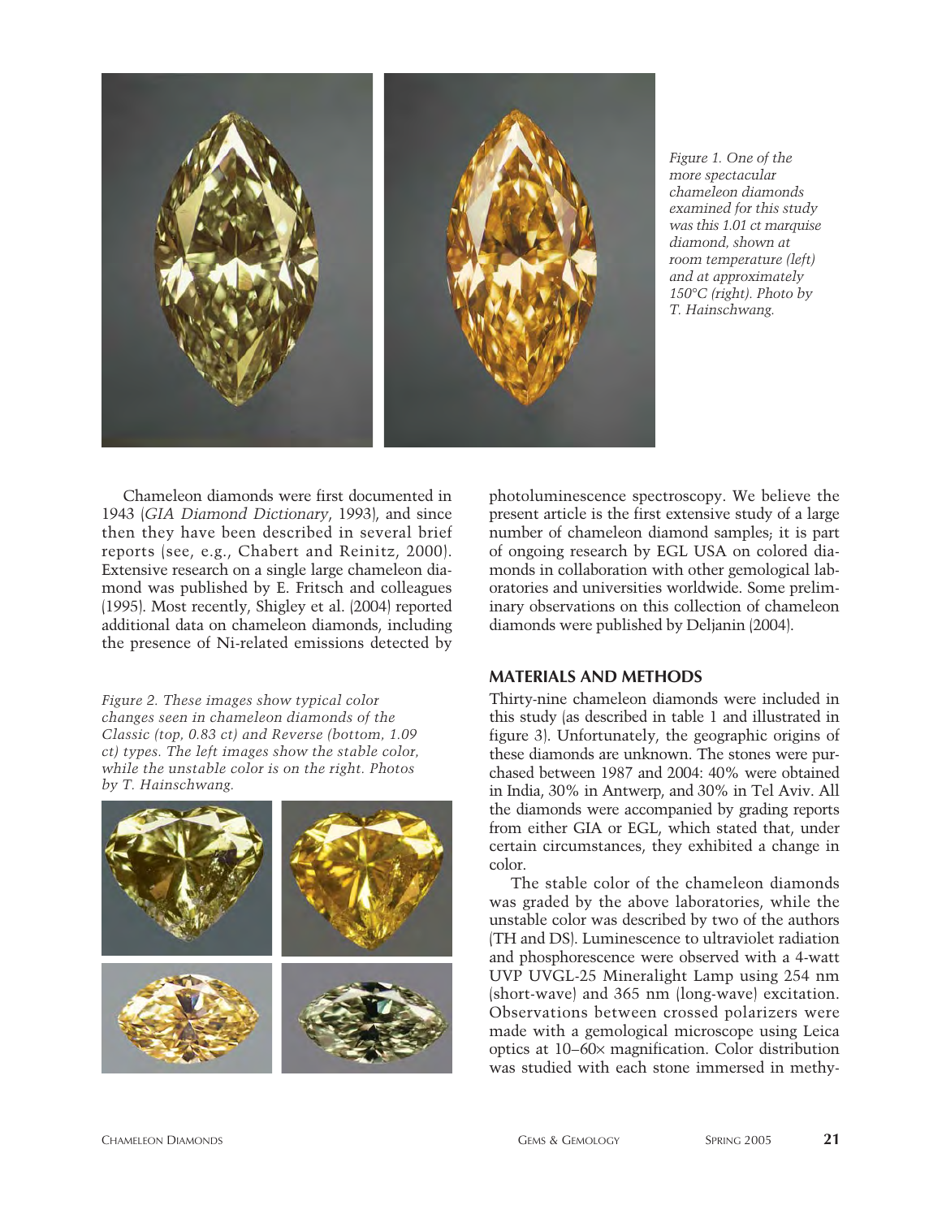*Figure 1. One of the more spectacular chameleon diamonds examined for this study was this 1.01 ct marquise diamond, shown at room temperature (left) and at approximately 150°C (right). Photo by T. Hainschwang.*

Chameleon diamonds were first documented in 1943 (*GIA Diamond Dictionary*, 1993), and since then they have been described in several brief reports (see, e.g., Chabert and Reinitz, 2000). Extensive research on a single large chameleon diamond was published by E. Fritsch and colleagues (1995). Most recently, Shigley et al. (2004) reported additional data on chameleon diamonds, including the presence of Ni-related emissions detected by photoluminescence spectroscopy. We believe the present article is the first extensive study of a large number of chameleon diamond samples; it is part of ongoing research by EGL USA on colored diamonds in collaboration with other gemological laboratories and universities worldwide. Some preliminary observations on this collection of chameleon diamonds were published by Deljanin (2004).

*Figure 2. These images show typical color changes seen in chameleon diamonds of the Classic (top, 0.83 ct) and Reverse (bottom, 1.09 ct) types. The left images show the stable color, while the unstable color is on the right. Photos by T. Hainschwang.*

## MATERIALS AND METHODS

Thirty-nine chameleon diamonds were included in this study (as described in table 1 and illustrated in figure 3). Unfortunately, the geographic origins of these diamonds are unknown. The stones were purchased between 1987 and 2004: 40% were obtained in India, 30% in Antwerp, and 30% in Tel Aviv. All the diamonds were accompanied by grading reports from either GIA or EGL, which stated that, under certain circumstances, they exhibited a change in color.

The stable color of the chameleon diamonds was graded by the above laboratories, while the unstable color was described by two of the authors (TH and DS). Luminescence to ultraviolet radiation and phosphorescence were observed with a 4-watt UVP UVGL-25 Mineralight Lamp using 254 nm (short-wave) and 365 nm (long-wave) excitation. Observations between crossed polarizers were made with a gemological microscope using Leica optics at 10–60× magnification. Color distribution was studied with each stone immersed in methy-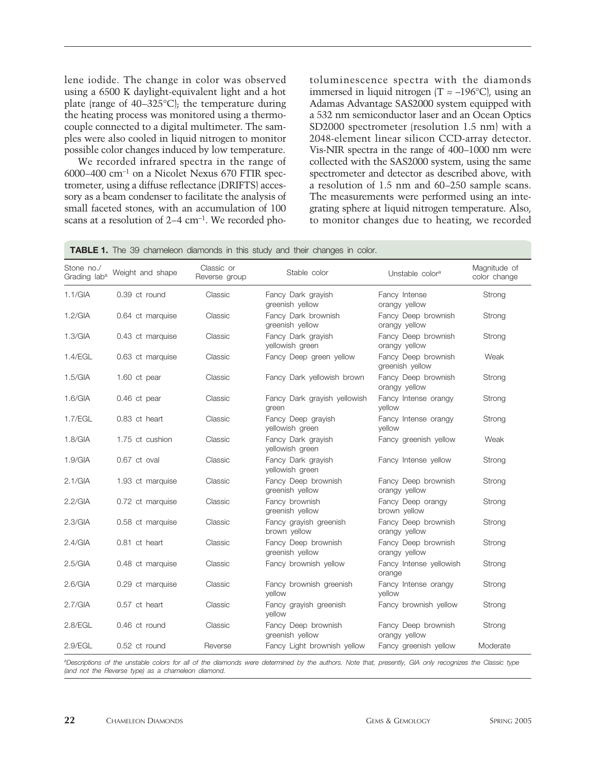lene iodide. The change in color was observed using a 6500 K daylight-equivalent light and a hot plate (range of 40–325°C); the temperature during the heating process was monitored using a thermocouple connected to a digital multimeter. The samples were also cooled in liquid nitrogen to monitor possible color changes induced by low temperature.

We recorded infrared spectra in the range of 6000–400 $cm^{-1}$ on a Nicolet Nexus 670 FTIR spectrometer, using a diffuse reflectance (DRIFTS) accessory as a beam condenser to facilitate the analysis of small faceted stones, with an accumulation of 100 scans at a resolution of 2–4 $cm^{-1}$. We recorded photoluminescence spectra with the diamonds immersed in liquid nitrogen ($T \approx -196$°C), using an Adamas Advantage SAS2000 system equipped with a 532 nm semiconductor laser and an Ocean Optics SD2000 spectrometer (resolution 1.5 nm) with a 2048-element linear silicon CCD-array detector. Vis-NIR spectra in the range of 400–1000 nm were collected with the SAS2000 system, using the same spectrometer and detector as described above, with a resolution of 1.5 nm and 60–250 sample scans. The measurements were performed using an integrating sphere at liquid nitrogen temperature. Also, to monitor changes due to heating, we recorded

**TABLE 1.** The 39 chameleon diamonds in this study and their changes in color.

| Stone no./ Grading lab[a] | Weight and shape | Classic or Reverse group | Stable color | Unstable color[a] | Magnitude of color change |
|---|---|---|---|---|---|
| 1.1/GIA | 0.39 ct round | Classic | Fancy Dark grayish greenish yellow | Fancy Intense orangy yellow | Strong |
| 1.2/GIA | 0.64 ct marquise | Classic | Fancy Dark brownish greenish yellow | Fancy Deep brownish orangy yellow | Strong |
| 1.3/GIA | 0.43 ct marquise | Classic | Fancy Dark grayish yellowish green | Fancy Deep brownish orangy yellow | Strong |
| 1.4/EGL | 0.63 ct marquise | Classic | Fancy Deep green yellow | Fancy Deep brownish greenish yellow | Weak |
| 1.5/GIA | 1.60 ct pear | Classic | Fancy Dark yellowish brown | Fancy Deep brownish orangy yellow | Strong |
| 1.6/GIA | 0.46 ct pear | Classic | Fancy Dark grayish yellowish green | Fancy Intense orangy yellow | Strong |
| 1.7/EGL | 0.83 ct heart | Classic | Fancy Deep grayish yellowish green | Fancy Intense orangy yellow | Strong |
| 1.8/GIA | 1.75 ct cushion | Classic | Fancy Dark grayish yellowish green | Fancy greenish yellow | Weak |
| 1.9/GIA | 0.67 ct oval | Classic | Fancy Dark grayish yellowish green | Fancy Intense yellow | Strong |
| 2.1/GIA | 1.93 ct marquise | Classic | Fancy Deep brownish greenish yellow | Fancy Deep brownish orangy yellow | Strong |
| 2.2/GIA | 0.72 ct marquise | Classic | Fancy brownish greenish yellow | Fancy Deep orangy brown yellow | Strong |
| 2.3/GIA | 0.58 ct marquise | Classic | Fancy grayish greenish brown yellow | Fancy Deep brownish orangy yellow | Strong |
| 2.4/GIA | 0.81 ct heart | Classic | Fancy Deep brownish greenish yellow | Fancy Deep brownish orangy yellow | Strong |
| 2.5/GIA | 0.48 ct marquise | Classic | Fancy brownish yellow | Fancy Intense yellowish orange | Strong |
| 2.6/GIA | 0.29 ct marquise | Classic | Fancy brownish greenish yellow | Fancy Intense orangy yellow | Strong |
| 2.7/GIA | 0.57 ct heart | Classic | Fancy grayish greenish yellow | Fancy brownish yellow | Strong |
| 2.8/EGL | 0.46 ct round | Classic | Fancy Deep brownish greenish yellow | Fancy Deep brownish orangy yellow | Strong |
| 2.9/EGL | 0.52 ct round | Reverse | Fancy Light brownish yellow | Fancy greenish yellow | Moderate |

[a]*Descriptions of the unstable colors for all of the diamonds were determined by the authors. Note that, presently, GIA only recognizes the Classic type (and not the Reverse type) as a chameleon diamond.*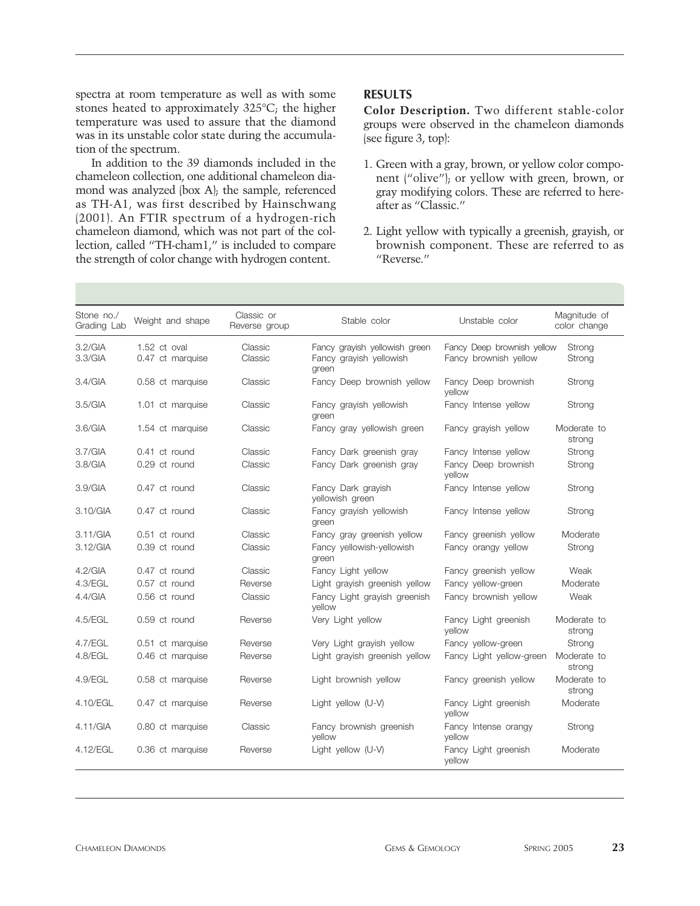spectra at room temperature as well as with some stones heated to approximately 325°C; the higher temperature was used to assure that the diamond was in its unstable color state during the accumulation of the spectrum.

In addition to the 39 diamonds included in the chameleon collection, one additional chameleon diamond was analyzed (box A); the sample, referenced as TH-A1, was first described by Hainschwang (2001). An FTIR spectrum of a hydrogen-rich chameleon diamond, which was not part of the collection, called "TH-cham1," is included to compare the strength of color change with hydrogen content.

## RESULTS

**Color Description.** Two different stable-color groups were observed in the chameleon diamonds (see figure 3, top):

1. Green with a gray, brown, or yellow color component ("olive"); or yellow with green, brown, or gray modifying colors. These are referred to hereafter as "Classic."

2. Light yellow with typically a greenish, grayish, or brownish component. These are referred to as "Reverse."

| Stone no./ Grading Lab | Weight and shape | Classic or Reverse group | Stable color | Unstable color | Magnitude of color change |
|---|---|---|---|---|---|
| 3.2/GIA | 1.52 ct oval | Classic | Fancy grayish yellowish green | Fancy Deep brownish yellow | Strong |
| 3.3/GIA | 0.47 ct marquise | Classic | Fancy grayish yellowish green | Fancy brownish yellow | Strong |
| 3.4/GIA | 0.58 ct marquise | Classic | Fancy Deep brownish yellow | Fancy Deep brownish yellow | Strong |
| 3.5/GIA | 1.01 ct marquise | Classic | Fancy grayish yellowish green | Fancy Intense yellow | Strong |
| 3.6/GIA | 1.54 ct marquise | Classic | Fancy gray yellowish green | Fancy grayish yellow | Moderate to strong |
| 3.7/GIA | 0.41 ct round | Classic | Fancy Dark greenish gray | Fancy Intense yellow | Strong |
| 3.8/GIA | 0.29 ct round | Classic | Fancy Dark greenish gray | Fancy Deep brownish yellow | Strong |
| 3.9/GIA | 0.47 ct round | Classic | Fancy Dark grayish yellowish green | Fancy Intense yellow | Strong |
| 3.10/GIA | 0.47 ct round | Classic | Fancy grayish yellowish green | Fancy Intense yellow | Strong |
| 3.11/GIA | 0.51 ct round | Classic | Fancy gray greenish yellow | Fancy greenish yellow | Moderate |
| 3.12/GIA | 0.39 ct round | Classic | Fancy yellowish-yellowish green | Fancy orangy yellow | Strong |
| 4.2/GIA | 0.47 ct round | Classic | Fancy Light yellow | Fancy greenish yellow | Weak |
| 4.3/EGL | 0.57 ct round | Reverse | Light grayish greenish yellow | Fancy yellow-green | Moderate |
| 4.4/GIA | 0.56 ct round | Classic | Fancy Light grayish greenish yellow | Fancy brownish yellow | Weak |
| 4.5/EGL | 0.59 ct round | Reverse | Very Light yellow | Fancy Light greenish yellow | Moderate to strong |
| 4.7/EGL | 0.51 ct marquise | Reverse | Very Light grayish yellow | Fancy yellow-green | Strong |
| 4.8/EGL | 0.46 ct marquise | Reverse | Light grayish greenish yellow | Fancy Light yellow-green | Moderate to strong |
| 4.9/EGL | 0.58 ct marquise | Reverse | Light brownish yellow | Fancy greenish yellow | Moderate to strong |
| 4.10/EGL | 0.47 ct marquise | Reverse | Light yellow (U-V) | Fancy Light greenish yellow | Moderate |
| 4.11/GIA | 0.80 ct marquise | Classic | Fancy brownish greenish yellow | Fancy Intense orangy yellow | Strong |
| 4.12/EGL | 0.36 ct marquise | Reverse | Light yellow (U-V) | Fancy Light greenish yellow | Moderate |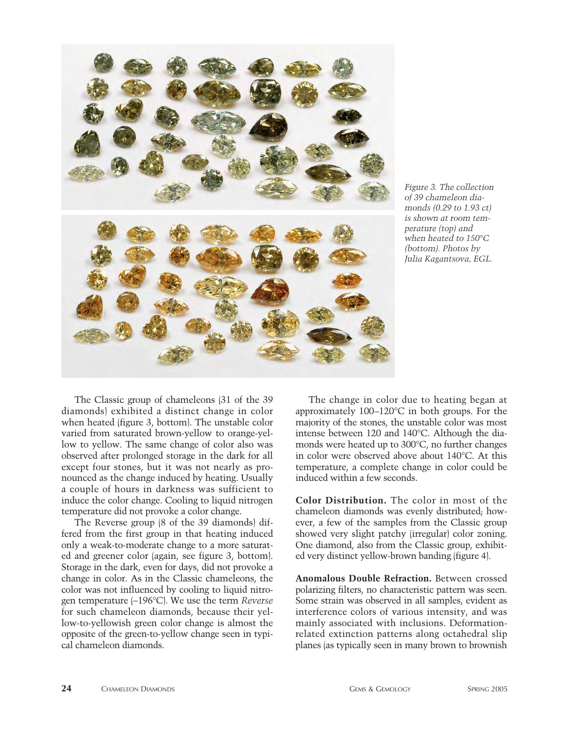Figure 3. The collection of 39 chameleon diamonds (0.29 to 1.93 ct) is shown at room temperature (top) and when heated to 150°C (bottom). Photos by Julia Kagantsova, EGL.

The Classic group of chameleons (31 of the 39 diamonds) exhibited a distinct change in color when heated (figure 3, bottom). The unstable color varied from saturated brown-yellow to orange-yellow to yellow. The same change of color also was observed after prolonged storage in the dark for all except four stones, but it was not nearly as pronounced as the change induced by heating. Usually a couple of hours in darkness was sufficient to induce the color change. Cooling to liquid nitrogen temperature did not provoke a color change.

The Reverse group (8 of the 39 diamonds) differed from the first group in that heating induced only a weak-to-moderate change to a more saturated and greener color (again, see figure 3, bottom). Storage in the dark, even for days, did not provoke a change in color. As in the Classic chameleons, the color was not influenced by cooling to liquid nitrogen temperature (–196°C). We use the term *Reverse* for such chameleon diamonds, because their yellow-to-yellowish green color change is almost the opposite of the green-to-yellow change seen in typical chameleon diamonds.

The change in color due to heating began at approximately 100–120°C in both groups. For the majority of the stones, the unstable color was most intense between 120 and 140°C. Although the diamonds were heated up to 300°C, no further changes in color were observed above about 140°C. At this temperature, a complete change in color could be induced within a few seconds.

**Color Distribution.** The color in most of the chameleon diamonds was evenly distributed; however, a few of the samples from the Classic group showed very slight patchy (irregular) color zoning. One diamond, also from the Classic group, exhibited very distinct yellow-brown banding (figure 4).

**Anomalous Double Refraction.** Between crossed polarizing filters, no characteristic pattern was seen. Some strain was observed in all samples, evident as interference colors of various intensity, and was mainly associated with inclusions. Deformation-related extinction patterns along octahedral slip planes (as typically seen in many brown to brownish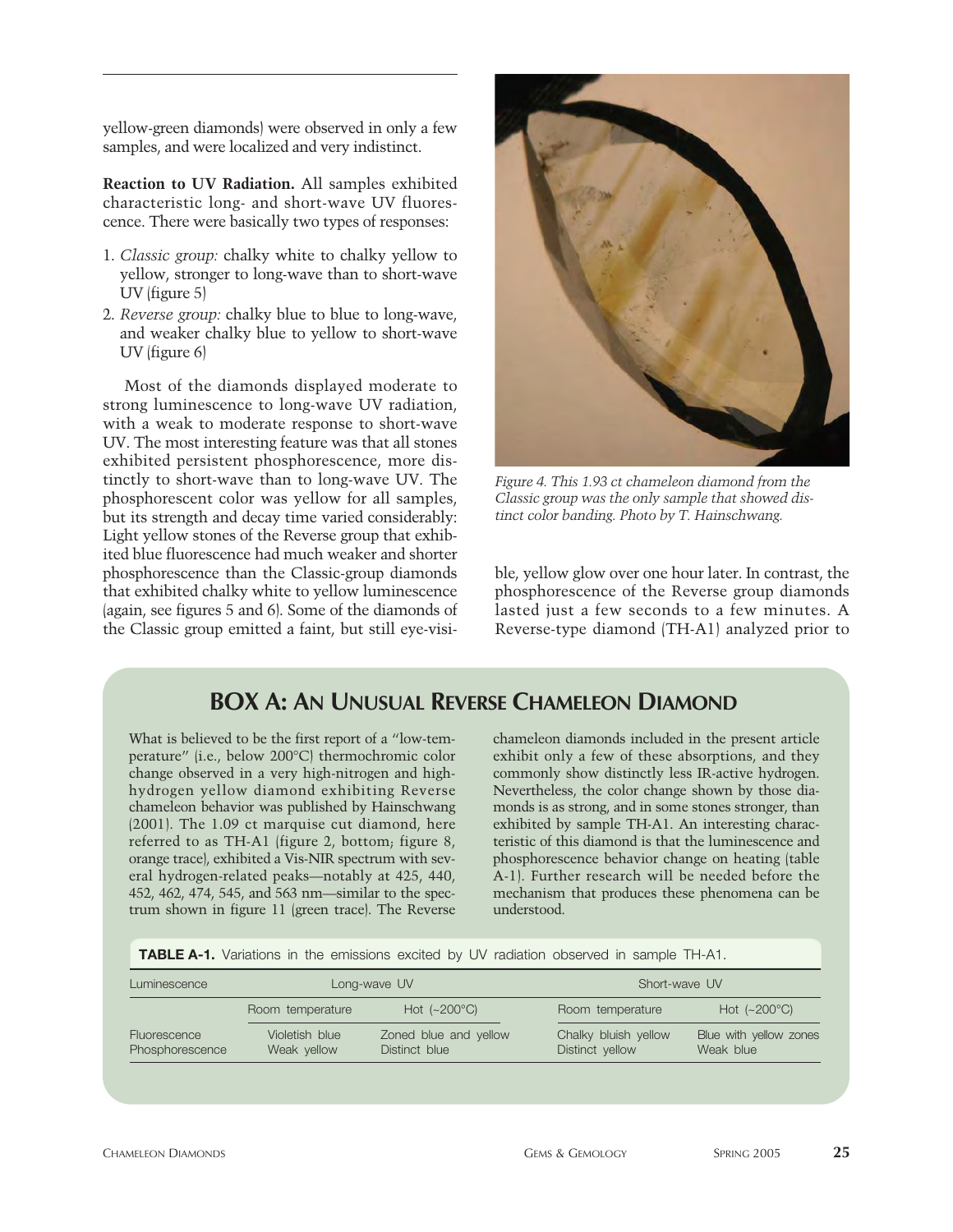yellow-green diamonds) were observed in only a few samples, and were localized and very indistinct.

**Reaction to UV Radiation.** All samples exhibited characteristic long- and short-wave UV fluorescence. There were basically two types of responses:

1. *Classic group:* chalky white to chalky yellow to yellow, stronger to long-wave than to short-wave UV (figure 5)
2. *Reverse group:* chalky blue to blue to long-wave, and weaker chalky blue to yellow to short-wave UV (figure 6)

Most of the diamonds displayed moderate to strong luminescence to long-wave UV radiation, with a weak to moderate response to short-wave UV. The most interesting feature was that all stones exhibited persistent phosphorescence, more distinctly to short-wave than to long-wave UV. The phosphorescent color was yellow for all samples, but its strength and decay time varied considerably: Light yellow stones of the Reverse group that exhibited blue fluorescence had much weaker and shorter phosphorescence than the Classic-group diamonds that exhibited chalky white to yellow luminescence (again, see figures 5 and 6). Some of the diamonds of the Classic group emitted a faint, but still eye-visible, yellow glow over one hour later. In contrast, the phosphorescence of the Reverse group diamonds lasted just a few seconds to a few minutes. A Reverse-type diamond (TH-A1) analyzed prior to

*Figure 4. This 1.93 ct chameleon diamond from the Classic group was the only sample that showed distinct color banding. Photo by T. Hainschwang.*

## BOX A: AN UNUSUAL REVERSE CHAMELEON DIAMOND

What is believed to be the first report of a "low-temperature" (i.e., below 200°C) thermochromic color change observed in a very high-nitrogen and high-hydrogen yellow diamond exhibiting Reverse chameleon behavior was published by Hainschwang (2001). The 1.09 ct marquise cut diamond, here referred to as TH-A1 (figure 2, bottom; figure 8, orange trace), exhibited a Vis-NIR spectrum with several hydrogen-related peaks—notably at 425, 440, 452, 462, 474, 545, and 563 nm—similar to the spectrum shown in figure 11 (green trace). The Reverse chameleon diamonds included in the present article exhibit only a few of these absorptions, and they commonly show distinctly less IR-active hydrogen. Nevertheless, the color change shown by those diamonds is as strong, and in some stones stronger, than exhibited by sample TH-A1. An interesting characteristic of this diamond is that the luminescence and phosphorescence behavior change on heating (table A-1). Further research will be needed before the mechanism that produces these phenomena can be understood.

**TABLE A-1.** Variations in the emissions excited by UV radiation observed in sample TH-A1.

| Luminescence | Long-wave UV | | Short-wave UV | |
|---|---|---|---|---|
| | Room temperature | Hot (~200°C) | Room temperature | Hot (~200°C) |
| Fluorescence | Violetish blue | Zoned blue and yellow | Chalky bluish yellow | Blue with yellow zones |
| Phosphorescence | Weak yellow | Distinct blue | Distinct yellow | Weak blue |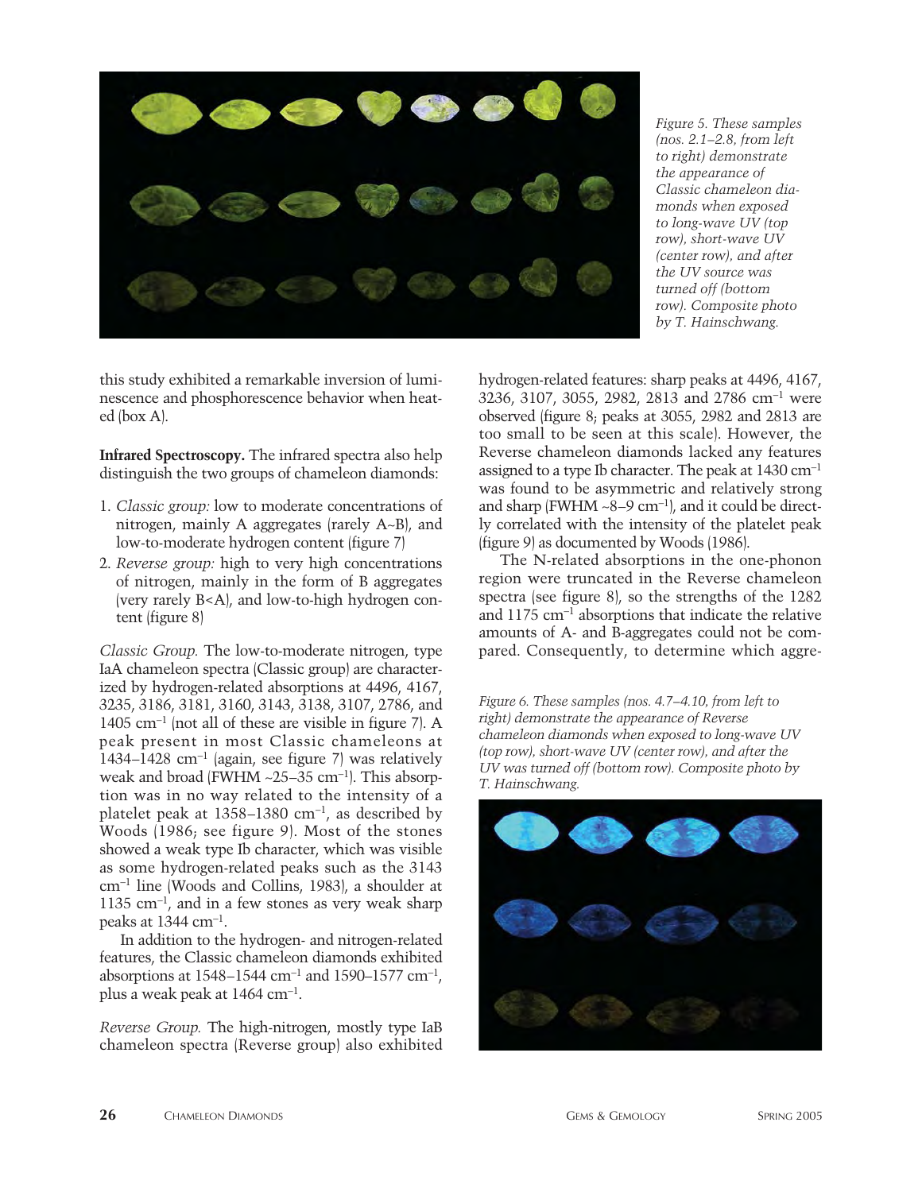*Figure 5. These samples (nos. 2.1–2.8, from left to right) demonstrate the appearance of Classic chameleon diamonds when exposed to long-wave UV (top row), short-wave UV (center row), and after the UV source was turned off (bottom row). Composite photo by T. Hainschwang.*

this study exhibited a remarkable inversion of luminescence and phosphorescence behavior when heated (box A).

**Infrared Spectroscopy.** The infrared spectra also help distinguish the two groups of chameleon diamonds:

1. *Classic group:* low to moderate concentrations of nitrogen, mainly A aggregates (rarely A~B), and low-to-moderate hydrogen content (figure 7)
2. *Reverse group:* high to very high concentrations of nitrogen, mainly in the form of B aggregates (very rarely B<A), and low-to-high hydrogen content (figure 8)

*Classic Group.* The low-to-moderate nitrogen, type IaA chameleon spectra (Classic group) are characterized by hydrogen-related absorptions at 4496, 4167, 3235, 3186, 3181, 3160, 3143, 3138, 3107, 2786, and 1405 $cm^{-1}$ (not all of these are visible in figure 7). A peak present in most Classic chameleons at 1434–1428 $cm^{-1}$ (again, see figure 7) was relatively weak and broad (FWHM ~25–35 $cm^{-1}$). This absorption was in no way related to the intensity of a platelet peak at 1358–1380 $cm^{-1}$, as described by Woods (1986; see figure 9). Most of the stones showed a weak type Ib character, which was visible as some hydrogen-related peaks such as the 3143 $cm^{-1}$ line (Woods and Collins, 1983), a shoulder at 1135 $cm^{-1}$, and in a few stones as very weak sharp peaks at 1344 $cm^{-1}$.

In addition to the hydrogen- and nitrogen-related features, the Classic chameleon diamonds exhibited absorptions at 1548–1544 $cm^{-1}$ and 1590–1577 $cm^{-1}$, plus a weak peak at 1464 $cm^{-1}$.

*Reverse Group.* The high-nitrogen, mostly type IaB chameleon spectra (Reverse group) also exhibited hydrogen-related features: sharp peaks at 4496, 4167, 3236, 3107, 3055, 2982, 2813 and 2786 $cm^{-1}$ were observed (figure 8; peaks at 3055, 2982 and 2813 are too small to be seen at this scale). However, the Reverse chameleon diamonds lacked any features assigned to a type Ib character. The peak at 1430 $cm^{-1}$ was found to be asymmetric and relatively strong and sharp (FWHM ~8–9 $cm^{-1}$), and it could be directly correlated with the intensity of the platelet peak (figure 9) as documented by Woods (1986).

The N-related absorptions in the one-phonon region were truncated in the Reverse chameleon spectra (see figure 8), so the strengths of the 1282 and 1175 $cm^{-1}$ absorptions that indicate the relative amounts of A- and B-aggregates could not be compared. Consequently, to determine which aggre-

*Figure 6. These samples (nos. 4.7–4.10, from left to right) demonstrate the appearance of Reverse chameleon diamonds when exposed to long-wave UV (top row), short-wave UV (center row), and after the UV was turned off (bottom row). Composite photo by T. Hainschwang.*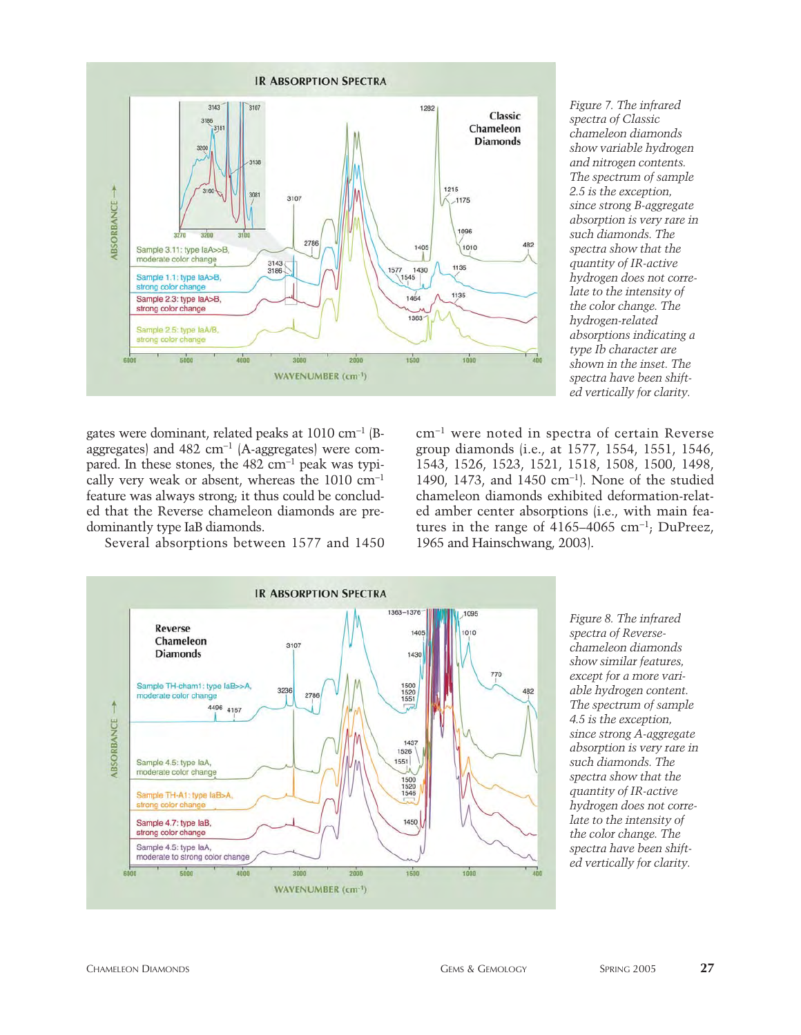*Figure 7. The infrared spectra of Classic chameleon diamonds show variable hydrogen and nitrogen contents. The spectrum of sample 2.5 is the exception, since strong B-aggregate absorption is very rare in such diamonds. The spectra show that the quantity of IR-active hydrogen does not correlate to the intensity of the color change. The hydrogen-related absorptions indicating a type Ib character are shown in the inset. The spectra have been shifted vertically for clarity.*

gates were dominant, related peaks at 1010 cm$^{-1}$ (B-aggregates) and 482 cm$^{-1}$ (A-aggregates) were compared. In these stones, the 482 cm$^{-1}$ peak was typically very weak or absent, whereas the 1010 cm$^{-1}$ feature was always strong; it thus could be concluded that the Reverse chameleon diamonds are predominantly type IaB diamonds.

Several absorptions between 1577 and 1450 cm$^{-1}$ were noted in spectra of certain Reverse group diamonds (i.e., at 1577, 1554, 1551, 1546, 1543, 1526, 1523, 1521, 1518, 1508, 1500, 1498, 1490, 1473, and 1450 cm$^{-1}$). None of the studied chameleon diamonds exhibited deformation-related amber center absorptions (i.e., with main features in the range of 4165–4065 cm$^{-1}$; DuPreez, 1965 and Hainschwang, 2003).

*Figure 8. The infrared spectra of Reverse-chameleon diamonds show similar features, except for a more variable hydrogen content. The spectrum of sample 4.5 is the exception, since strong A-aggregate absorption is very rare in such diamonds. The spectra show that the quantity of IR-active hydrogen does not correlate to the intensity of the color change. The spectra have been shifted vertically for clarity.*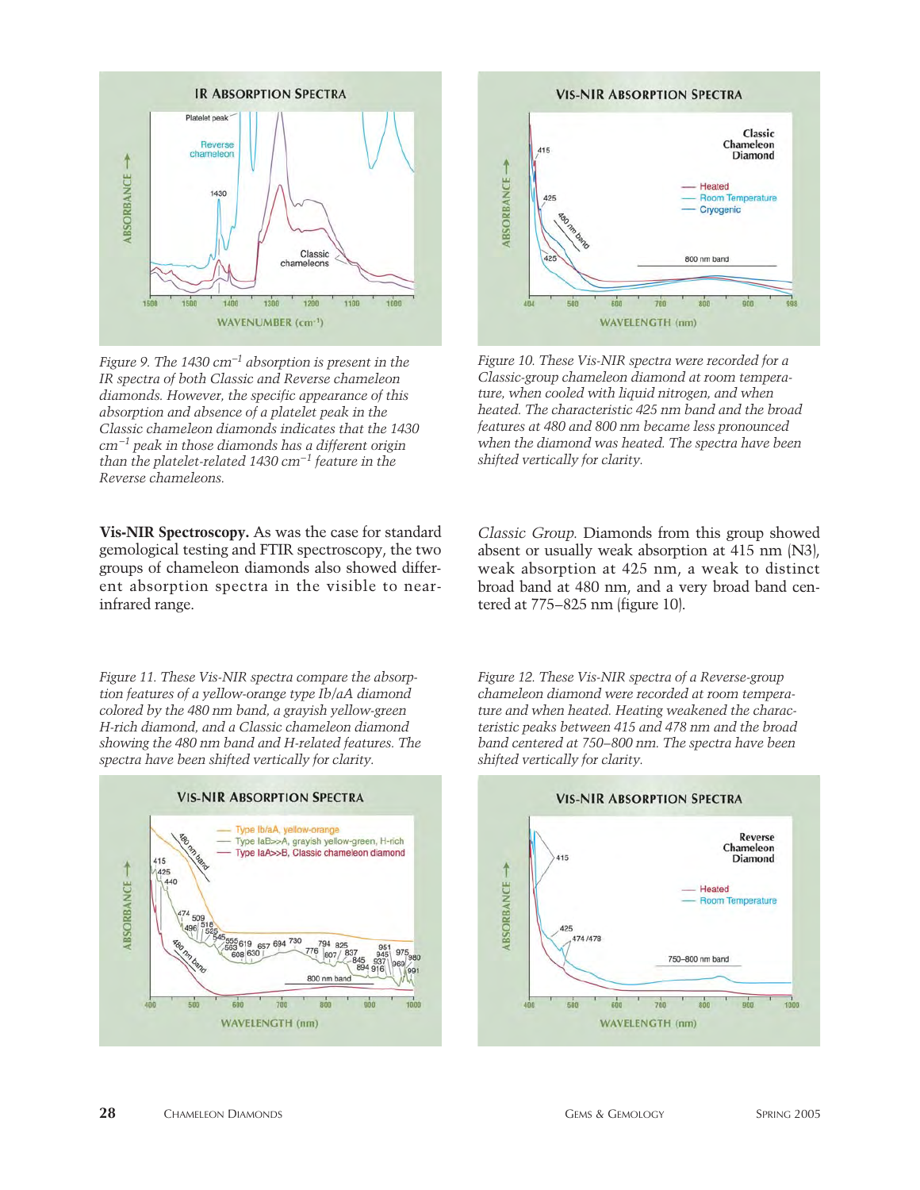*Figure 9. The 1430 $cm^{-1}$ absorption is present in the IR spectra of both Classic and Reverse chameleon diamonds. However, the specific appearance of this absorption and absence of a platelet peak in the Classic chameleon diamonds indicates that the 1430 $cm^{-1}$ peak in those diamonds has a different origin than the platelet-related 1430 $cm^{-1}$ feature in the Reverse chameleons.*

*Figure 10. These Vis-NIR spectra were recorded for a Classic-group chameleon diamond at room temperature, when cooled with liquid nitrogen, and when heated. The characteristic 425 nm band and the broad features at 480 and 800 nm became less pronounced when the diamond was heated. The spectra have been shifted vertically for clarity.*

**Vis-NIR Spectroscopy.** As was the case for standard gemological testing and FTIR spectroscopy, the two groups of chameleon diamonds also showed different absorption spectra in the visible to near-infrared range.

*Classic Group.* Diamonds from this group showed absent or usually weak absorption at 415 nm (N3), weak absorption at 425 nm, a weak to distinct broad band at 480 nm, and a very broad band centered at 775–825 nm (figure 10).

*Figure 11. These Vis-NIR spectra compare the absorption features of a yellow-orange type Ib/aA diamond colored by the 480 nm band, a grayish yellow-green H-rich diamond, and a Classic chameleon diamond showing the 480 nm band and H-related features. The spectra have been shifted vertically for clarity.*

*Figure 12. These Vis-NIR spectra of a Reverse-group chameleon diamond were recorded at room temperature and when heated. Heating weakened the characteristic peaks between 415 and 478 nm and the broad band centered at 750–800 nm. The spectra have been shifted vertically for clarity.*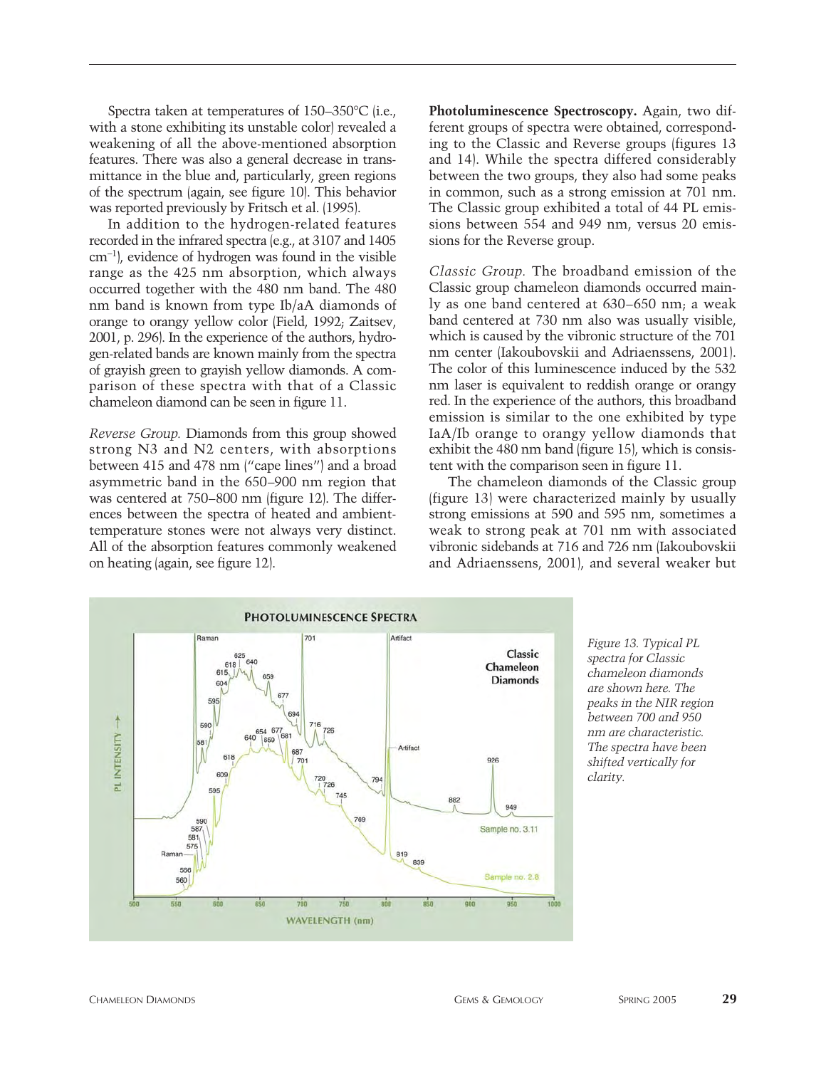Spectra taken at temperatures of 150–350°C (i.e., with a stone exhibiting its unstable color) revealed a weakening of all the above-mentioned absorption features. There was also a general decrease in transmittance in the blue and, particularly, green regions of the spectrum (again, see figure 10). This behavior was reported previously by Fritsch et al. (1995).

In addition to the hydrogen-related features recorded in the infrared spectra (e.g., at 3107 and 1405 $cm^{-1}$), evidence of hydrogen was found in the visible range as the 425 nm absorption, which always occurred together with the 480 nm band. The 480 nm band is known from type Ib/aA diamonds of orange to orangy yellow color (Field, 1992; Zaitsev, 2001, p. 296). In the experience of the authors, hydrogen-related bands are known mainly from the spectra of grayish green to grayish yellow diamonds. A comparison of these spectra with that of a Classic chameleon diamond can be seen in figure 11.

*Reverse Group.* Diamonds from this group showed strong N3 and N2 centers, with absorptions between 415 and 478 nm ("cape lines") and a broad asymmetric band in the 650–900 nm region that was centered at 750–800 nm (figure 12). The differences between the spectra of heated and ambient-temperature stones were not always very distinct. All of the absorption features commonly weakened on heating (again, see figure 12).

**Photoluminescence Spectroscopy.** Again, two different groups of spectra were obtained, corresponding to the Classic and Reverse groups (figures 13 and 14). While the spectra differed considerably between the two groups, they also had some peaks in common, such as a strong emission at 701 nm. The Classic group exhibited a total of 44 PL emissions between 554 and 949 nm, versus 20 emissions for the Reverse group.

*Classic Group.* The broadband emission of the Classic group chameleon diamonds occurred mainly as one band centered at 630–650 nm; a weak band centered at 730 nm also was usually visible, which is caused by the vibronic structure of the 701 nm center (Iakoubovskii and Adriaenssens, 2001). The color of this luminescence induced by the 532 nm laser is equivalent to reddish orange or orangy red. In the experience of the authors, this broadband emission is similar to the one exhibited by type IaA/Ib orange to orangy yellow diamonds that exhibit the 480 nm band (figure 15), which is consistent with the comparison seen in figure 11.

The chameleon diamonds of the Classic group (figure 13) were characterized mainly by usually strong emissions at 590 and 595 nm, sometimes a weak to strong peak at 701 nm with associated vibronic sidebands at 716 and 726 nm (Iakoubovskii and Adriaenssens, 2001), and several weaker but

*Figure 13. Typical PL spectra for Classic chameleon diamonds are shown here. The peaks in the NIR region between 700 and 950 nm are characteristic. The spectra have been shifted vertically for clarity.*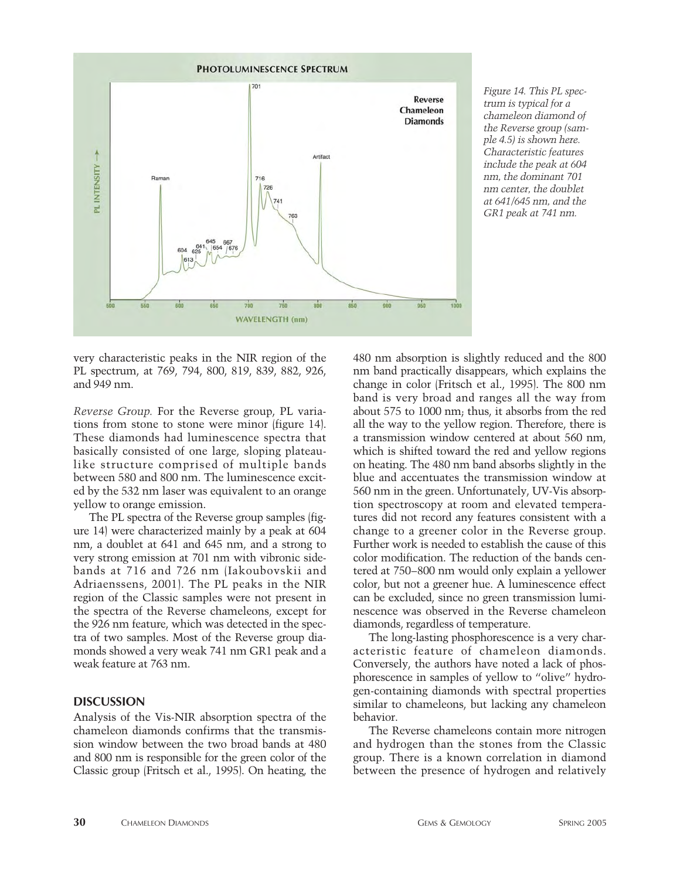Figure 14. This PL spectrum is typical for a chameleon diamond of the Reverse group (sample 4.5) is shown here. Characteristic features include the peak at 604 nm, the dominant 701 nm center, the doublet at 641/645 nm, and the GR1 peak at 741 nm.

very characteristic peaks in the NIR region of the PL spectrum, at 769, 794, 800, 819, 839, 882, 926, and 949 nm.

*Reverse Group.* For the Reverse group, PL variations from stone to stone were minor (figure 14). These diamonds had luminescence spectra that basically consisted of one large, sloping plateau-like structure comprised of multiple bands between 580 and 800 nm. The luminescence excited by the 532 nm laser was equivalent to an orange yellow to orange emission.

The PL spectra of the Reverse group samples (figure 14) were characterized mainly by a peak at 604 nm, a doublet at 641 and 645 nm, and a strong to very strong emission at 701 nm with vibronic sidebands at 716 and 726 nm (Iakoubovskii and Adriaenssens, 2001). The PL peaks in the NIR region of the Classic samples were not present in the spectra of the Reverse chameleons, except for the 926 nm feature, which was detected in the spectra of two samples. Most of the Reverse group diamonds showed a very weak 741 nm GR1 peak and a weak feature at 763 nm.

## DISCUSSION

Analysis of the Vis-NIR absorption spectra of the chameleon diamonds confirms that the transmission window between the two broad bands at 480 and 800 nm is responsible for the green color of the Classic group (Fritsch et al., 1995). On heating, the 480 nm absorption is slightly reduced and the 800 nm band practically disappears, which explains the change in color (Fritsch et al., 1995). The 800 nm band is very broad and ranges all the way from about 575 to 1000 nm; thus, it absorbs from the red all the way to the yellow region. Therefore, there is a transmission window centered at about 560 nm, which is shifted toward the red and yellow regions on heating. The 480 nm band absorbs slightly in the blue and accentuates the transmission window at 560 nm in the green. Unfortunately, UV-Vis absorption spectroscopy at room and elevated temperatures did not record any features consistent with a change to a greener color in the Reverse group. Further work is needed to establish the cause of this color modification. The reduction of the bands centered at 750–800 nm would only explain a yellower color, but not a greener hue. A luminescence effect can be excluded, since no green transmission luminescence was observed in the Reverse chameleon diamonds, regardless of temperature.

The long-lasting phosphorescence is a very characteristic feature of chameleon diamonds. Conversely, the authors have noted a lack of phosphorescence in samples of yellow to "olive" hydrogen-containing diamonds with spectral properties similar to chameleons, but lacking any chameleon behavior.

The Reverse chameleons contain more nitrogen and hydrogen than the stones from the Classic group. There is a known correlation in diamond between the presence of hydrogen and relatively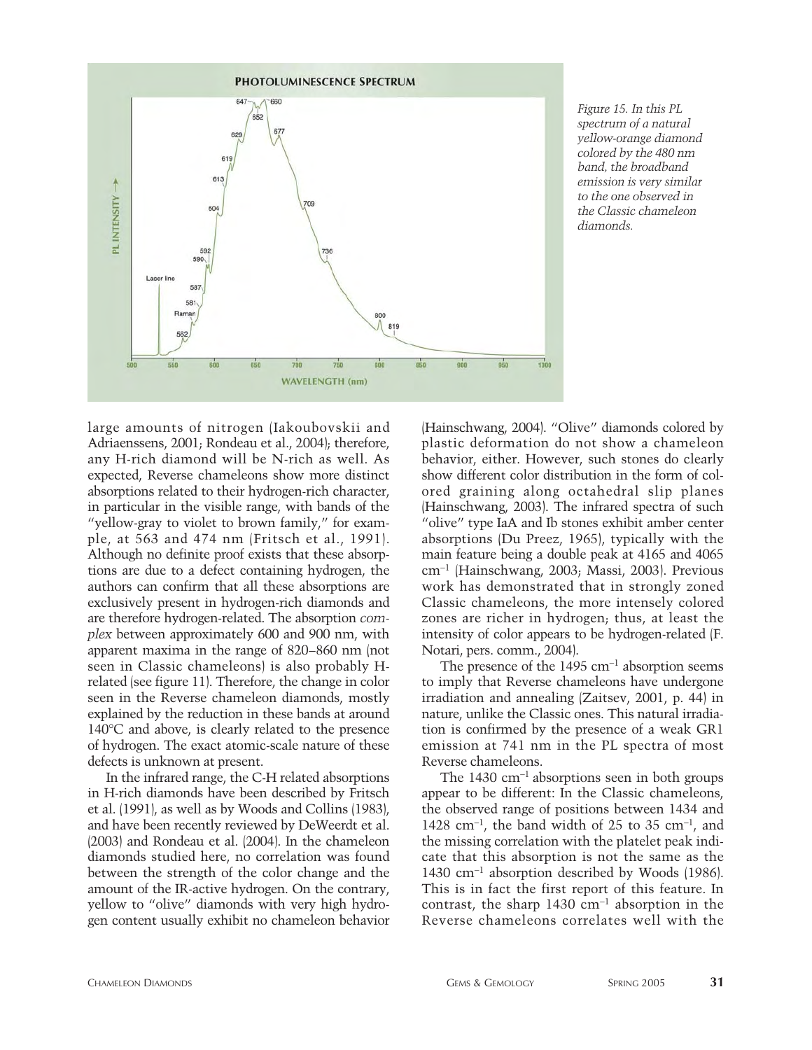Figure 15. In this PL spectrum of a natural yellow-orange diamond colored by the 480 nm band, the broadband emission is very similar to the one observed in the Classic chameleon diamonds.

large amounts of nitrogen (Iakoubovskii and Adriaenssens, 2001; Rondeau et al., 2004); therefore, any H-rich diamond will be N-rich as well. As expected, Reverse chameleons show more distinct absorptions related to their hydrogen-rich character, in particular in the visible range, with bands of the "yellow-gray to violet to brown family," for example, at 563 and 474 nm (Fritsch et al., 1991). Although no definite proof exists that these absorptions are due to a defect containing hydrogen, the authors can confirm that all these absorptions are exclusively present in hydrogen-rich diamonds and are therefore hydrogen-related. The absorption *complex* between approximately 600 and 900 nm, with apparent maxima in the range of 820–860 nm (not seen in Classic chameleons) is also probably H-related (see figure 11). Therefore, the change in color seen in the Reverse chameleon diamonds, mostly explained by the reduction in these bands at around 140°C and above, is clearly related to the presence of hydrogen. The exact atomic-scale nature of these defects is unknown at present.

In the infrared range, the C-H related absorptions in H-rich diamonds have been described by Fritsch et al. (1991), as well as by Woods and Collins (1983), and have been recently reviewed by DeWeerdt et al. (2003) and Rondeau et al. (2004). In the chameleon diamonds studied here, no correlation was found between the strength of the color change and the amount of the IR-active hydrogen. On the contrary, yellow to "olive" diamonds with very high hydrogen content usually exhibit no chameleon behavior (Hainschwang, 2004). "Olive" diamonds colored by plastic deformation do not show a chameleon behavior, either. However, such stones do clearly show different color distribution in the form of colored graining along octahedral slip planes (Hainschwang, 2003). The infrared spectra of such "olive" type IaA and Ib stones exhibit amber center absorptions (Du Preez, 1965), typically with the main feature being a double peak at 4165 and 4065 $cm^{-1}$ (Hainschwang, 2003; Massi, 2003). Previous work has demonstrated that in strongly zoned Classic chameleons, the more intensely colored zones are richer in hydrogen; thus, at least the intensity of color appears to be hydrogen-related (F. Notari, pers. comm., 2004).

The presence of the 1495 $cm^{-1}$ absorption seems to imply that Reverse chameleons have undergone irradiation and annealing (Zaitsev, 2001, p. 44) in nature, unlike the Classic ones. This natural irradiation is confirmed by the presence of a weak GR1 emission at 741 nm in the PL spectra of most Reverse chameleons.

The 1430 $cm^{-1}$ absorptions seen in both groups appear to be different: In the Classic chameleons, the observed range of positions between 1434 and 1428 $cm^{-1}$, the band width of 25 to 35 $cm^{-1}$, and the missing correlation with the platelet peak indicate that this absorption is not the same as the 1430 $cm^{-1}$ absorption described by Woods (1986). This is in fact the first report of this feature. In contrast, the sharp 1430 $cm^{-1}$ absorption in the Reverse chameleons correlates well with the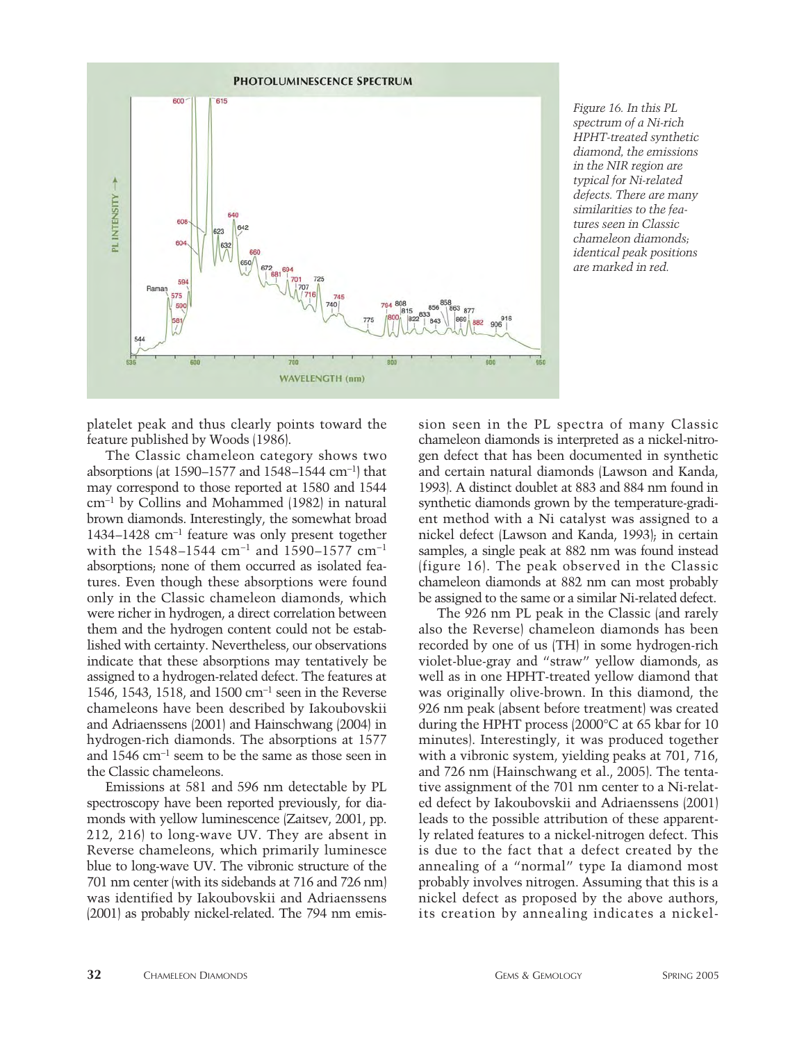Figure 16. In this PL spectrum of a Ni-rich HPHT-treated synthetic diamond, the emissions in the NIR region are typical for Ni-related defects. There are many similarities to the features seen in Classic chameleon diamonds; identical peak positions are marked in red.

platelet peak and thus clearly points toward the feature published by Woods (1986).

The Classic chameleon category shows two absorptions (at 1590–1577 and 1548–1544 $cm^{-1}$) that may correspond to those reported at 1580 and 1544 $cm^{-1}$ by Collins and Mohammed (1982) in natural brown diamonds. Interestingly, the somewhat broad 1434–1428 $cm^{-1}$ feature was only present together with the 1548–1544 $cm^{-1}$ and 1590–1577 $cm^{-1}$ absorptions; none of them occurred as isolated features. Even though these absorptions were found only in the Classic chameleon diamonds, which were richer in hydrogen, a direct correlation between them and the hydrogen content could not be established with certainty. Nevertheless, our observations indicate that these absorptions may tentatively be assigned to a hydrogen-related defect. The features at 1546, 1543, 1518, and 1500 $cm^{-1}$ seen in the Reverse chameleons have been described by Iakoubovskii and Adriaenssens (2001) and Hainschwang (2004) in hydrogen-rich diamonds. The absorptions at 1577 and 1546 $cm^{-1}$ seem to be the same as those seen in the Classic chameleons.

Emissions at 581 and 596 nm detectable by PL spectroscopy have been reported previously, for diamonds with yellow luminescence (Zaitsev, 2001, pp. 212, 216) to long-wave UV. They are absent in Reverse chameleons, which primarily luminesce blue to long-wave UV. The vibronic structure of the 701 nm center (with its sidebands at 716 and 726 nm) was identified by Iakoubovskii and Adriaenssens (2001) as probably nickel-related. The 794 nm emission seen in the PL spectra of many Classic chameleon diamonds is interpreted as a nickel-nitrogen defect that has been documented in synthetic and certain natural diamonds (Lawson and Kanda, 1993). A distinct doublet at 883 and 884 nm found in synthetic diamonds grown by the temperature-gradient method with a Ni catalyst was assigned to a nickel defect (Lawson and Kanda, 1993); in certain samples, a single peak at 882 nm was found instead (figure 16). The peak observed in the Classic chameleon diamonds at 882 nm can most probably be assigned to the same or a similar Ni-related defect.

The 926 nm PL peak in the Classic (and rarely also the Reverse) chameleon diamonds has been recorded by one of us (TH) in some hydrogen-rich violet-blue-gray and "straw" yellow diamonds, as well as in one HPHT-treated yellow diamond that was originally olive-brown. In this diamond, the 926 nm peak (absent before treatment) was created during the HPHT process (2000°C at 65 kbar for 10 minutes). Interestingly, it was produced together with a vibronic system, yielding peaks at 701, 716, and 726 nm (Hainschwang et al., 2005). The tentative assignment of the 701 nm center to a Ni-related defect by Iakoubovskii and Adriaenssens (2001) leads to the possible attribution of these apparently related features to a nickel-nitrogen defect. This is due to the fact that a defect created by the annealing of a "normal" type Ia diamond most probably involves nitrogen. Assuming that this is a nickel defect as proposed by the above authors, its creation by annealing indicates a nickel-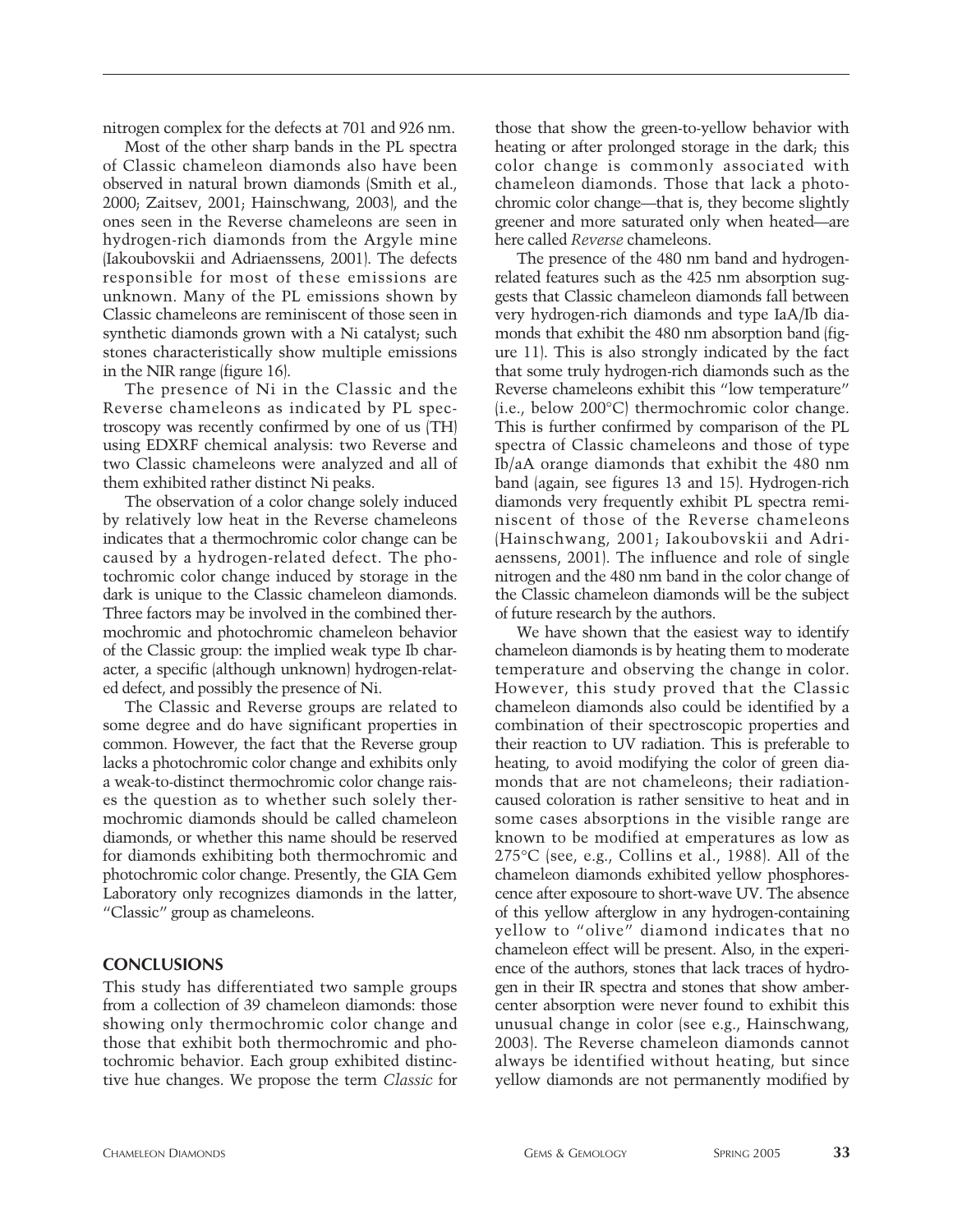nitrogen complex for the defects at 701 and 926 nm.

Most of the other sharp bands in the PL spectra of Classic chameleon diamonds also have been observed in natural brown diamonds (Smith et al., 2000; Zaitsev, 2001; Hainschwang, 2003), and the ones seen in the Reverse chameleons are seen in hydrogen-rich diamonds from the Argyle mine (Iakoubovskii and Adriaenssens, 2001). The defects responsible for most of these emissions are unknown. Many of the PL emissions shown by Classic chameleons are reminiscent of those seen in synthetic diamonds grown with a Ni catalyst; such stones characteristically show multiple emissions in the NIR range (figure 16).

The presence of Ni in the Classic and the Reverse chameleons as indicated by PL spectroscopy was recently confirmed by one of us (TH) using EDXRF chemical analysis: two Reverse and two Classic chameleons were analyzed and all of them exhibited rather distinct Ni peaks.

The observation of a color change solely induced by relatively low heat in the Reverse chameleons indicates that a thermochromic color change can be caused by a hydrogen-related defect. The photochromic color change induced by storage in the dark is unique to the Classic chameleon diamonds. Three factors may be involved in the combined thermochromic and photochromic chameleon behavior of the Classic group: the implied weak type Ib character, a specific (although unknown) hydrogen-related defect, and possibly the presence of Ni.

The Classic and Reverse groups are related to some degree and do have significant properties in common. However, the fact that the Reverse group lacks a photochromic color change and exhibits only a weak-to-distinct thermochromic color change raises the question as to whether such solely thermochromic diamonds should be called chameleon diamonds, or whether this name should be reserved for diamonds exhibiting both thermochromic and photochromic color change. Presently, the GIA Gem Laboratory only recognizes diamonds in the latter, "Classic" group as chameleons.

## CONCLUSIONS

This study has differentiated two sample groups from a collection of 39 chameleon diamonds: those showing only thermochromic color change and those that exhibit both thermochromic and photochromic behavior. Each group exhibited distinctive hue changes. We propose the term *Classic* for those that show the green-to-yellow behavior with heating or after prolonged storage in the dark; this color change is commonly associated with chameleon diamonds. Those that lack a photochromic color change—that is, they become slightly greener and more saturated only when heated—are here called *Reverse* chameleons.

The presence of the 480 nm band and hydrogen-related features such as the 425 nm absorption suggests that Classic chameleon diamonds fall between very hydrogen-rich diamonds and type IaA/Ib diamonds that exhibit the 480 nm absorption band (figure 11). This is also strongly indicated by the fact that some truly hydrogen-rich diamonds such as the Reverse chameleons exhibit this "low temperature" (i.e., below 200°C) thermochromic color change. This is further confirmed by comparison of the PL spectra of Classic chameleons and those of type Ib/aA orange diamonds that exhibit the 480 nm band (again, see figures 13 and 15). Hydrogen-rich diamonds very frequently exhibit PL spectra reminiscent of those of the Reverse chameleons (Hainschwang, 2001; Iakoubovskii and Adriaenssens, 2001). The influence and role of single nitrogen and the 480 nm band in the color change of the Classic chameleon diamonds will be the subject of future research by the authors.

We have shown that the easiest way to identify chameleon diamonds is by heating them to moderate temperature and observing the change in color. However, this study proved that the Classic chameleon diamonds also could be identified by a combination of their spectroscopic properties and their reaction to UV radiation. This is preferable to heating, to avoid modifying the color of green diamonds that are not chameleons; their radiation-caused coloration is rather sensitive to heat and in some cases absorptions in the visible range are known to be modified at emperatures as low as 275°C (see, e.g., Collins et al., 1988). All of the chameleon diamonds exhibited yellow phosphorescence after exposoure to short-wave UV. The absence of this yellow afterglow in any hydrogen-containing yellow to "olive" diamond indicates that no chameleon effect will be present. Also, in the experience of the authors, stones that lack traces of hydrogen in their IR spectra and stones that show amber-center absorption were never found to exhibit this unusual change in color (see e.g., Hainschwang, 2003). The Reverse chameleon diamonds cannot always be identified without heating, but since yellow diamonds are not permanently modified by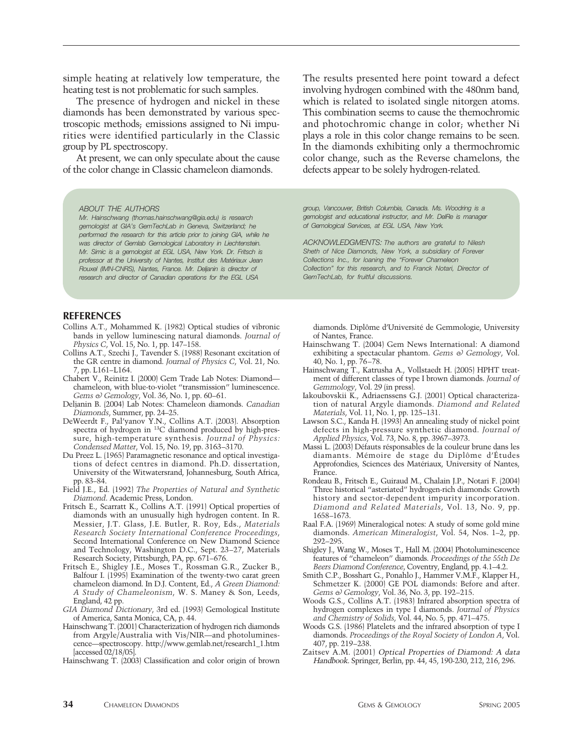simple heating at relatively low temperature, the heating test is not problematic for such samples.

The presence of hydrogen and nickel in these diamonds has been demonstrated by various spectroscopic methods; emissions assigned to Ni impurities were identified particularly in the Classic group by PL spectroscopy.

At present, we can only speculate about the cause of the color change in Classic chameleon diamonds. The results presented here point toward a defect involving hydrogen combined with the 480nm band, which is related to isolated single nitorgen atoms. This combination seems to cause the themochromic and photochromic change in color; whether Ni plays a role in this color change remains to be seen. In the diamonds exhibiting only a thermochromic color change, such as the Reverse chamelons, the defects appear to be solely hydrogen-related.

*ABOUT THE AUTHORS*

*Mr. Hainschwang (thomas.hainschwang@gia.edu) is research gemologist at GIA's GemTechLab in Geneva, Switzerland; he performed the research for this article prior to joining GIA, while he was director of Gemlab Gemological Laboratory in Liechtenstein. Mr. Simic is a gemologist at EGL USA, New York. Dr. Fritsch is professor at the University of Nantes, Institut des Matériaux Jean Rouxel (IMN-CNRS), Nantes, France. Mr. Deljanin is director of research and director of Canadian operations for the EGL USA group, Vancouver, British Columbia, Canada. Ms. Woodring is a gemologist and educational instructor, and Mr. DelRe is manager of Gemological Services, at EGL USA, New York.*

*ACKNOWLEDGMENTS: The authors are grateful to Nilesh Sheth of Nice Diamonds, New York, a subsidiary of Forever Collections Inc., for loaning the "Forever Chameleon Collection" for this research, and to Franck Notari, Director of GemTechLab, for fruitful discussions.*

## REFERENCES

Collins A.T., Mohammed K. (1982) Optical studies of vibronic bands in yellow luminescing natural diamonds. *Journal of Physics C*, Vol. 15, No. 1, pp. 147–158.

Collins A.T., Szechi J., Tavender S. (1988) Resonant excitation of the GR centre in diamond. *Journal of Physics C*, Vol. 21, No. 7, pp. L161–L164.

Chabert V., Reinitz I. (2000) Gem Trade Lab Notes: Diamond—chameleon, with blue-to-violet "transmission" luminescence. *Gems & Gemology*, Vol. 36, No. 1, pp. 60–61.

Deljanin B. (2004) Lab Notes: Chameleon diamonds. *Canadian Diamonds*, Summer, pp. 24–25.

DeWeerdt F., Pal'yanov Y.N., Collins A.T. (2003). Absorption spectra of hydrogen in $^{13}C$ diamond produced by high-pressure, high-temperature synthesis. *Journal of Physics: Condensed Matter*, Vol. 15, No. 19, pp. 3163–3170.

Du Preez L. (1965) Paramagnetic resonance and optical investigations of defect centres in diamond. Ph.D. dissertation, University of the Witwatersrand, Johannesburg, South Africa, pp. 83–84.

Field J.E., Ed. (1992) *The Properties of Natural and Synthetic Diamond*. Academic Press, London.

Fritsch E., Scarratt K., Collins A.T. (1991) Optical properties of diamonds with an unusually high hydrogen content. In R. Messier, J.T. Glass, J.E. Butler, R. Roy, Eds., *Materials Research Society International Conference Proceedings*, Second International Conference on New Diamond Science and Technology, Washington D.C., Sept. 23–27, Materials Research Society, Pittsburgh, PA, pp. 671–676.

Fritsch E., Shigley J.E., Moses T., Rossman G.R., Zucker B., Balfour I. (1995) Examination of the twenty-two carat green chameleon diamond. In D.J. Content, Ed., *A Green Diamond: A Study of Chameleonism*, W. S. Maney & Son, Leeds, England, 42 pp.

*GIA Diamond Dictionary*, 3rd ed. (1993) Gemological Institute of America, Santa Monica, CA, p. 44.

Hainschwang T. (2001) Characterization of hydrogen rich diamonds from Argyle/Australia with Vis/NIR—and photoluminescence—spectroscopy. http://www.gemlab.net/research1_1.htm [accessed 02/18/05].

Hainschwang T. (2003) Classification and color origin of brown diamonds. Diplôme d'Université de Gemmologie, University of Nantes, France.

Hainschwang T. (2004) Gem News International: A diamond exhibiting a spectacular phantom. *Gems & Gemology*, Vol. 40, No. 1, pp. 76–78.

Hainschwang T., Katrusha A., Vollstaedt H. (2005) HPHT treatment of different classes of type I brown diamonds. *Journal of Gemmology*, Vol. 29 (in press).

Iakoubovskii K., Adriaenssens G.J. (2001) Optical characterization of natural Argyle diamonds. *Diamond and Related Materials*, Vol. 11, No. 1, pp. 125–131.

Lawson S.C., Kanda H. (1993) An annealing study of nickel point defects in high-pressure synthetic diamond. *Journal of Applied Physics*, Vol. 73, No. 8, pp. 3967–3973.

Massi L. (2003) Défauts résponsables de la couleur brune dans les diamants. Mémoire de stage du Diplôme d'Études Approfondies, Sciences des Matériaux, University of Nantes, France.

Rondeau B., Fritsch E., Guiraud M., Chalain J.P., Notari F. (2004) Three historical "asteriated" hydrogen-rich diamonds: Growth history and sector-dependent impurity incorporation. *Diamond and Related Materials*, Vol. 13, No. 9, pp. 1658–1673.

Raal F.A. (1969) Mineralogical notes: A study of some gold mine diamonds. *American Mineralogist*, Vol. 54, Nos. 1–2, pp. 292–295.

Shigley J., Wang W., Moses T., Hall M. (2004) Photoluminescence features of "chameleon" diamonds. *Proceedings of the 55th De Beers Diamond Conference*, Coventry, England, pp. 4.1–4.2.

Smith C.P., Bosshart G., Ponahlo J., Hammer V.M.F., Klapper H., Schmetzer K. (2000) GE POL diamonds: Before and after. *Gems & Gemology*, Vol. 36, No. 3, pp. 192–215.

Woods G.S., Collins A.T. (1983) Infrared absorption spectra of hydrogen complexes in type I diamonds. *Journal of Physics and Chemistry of Solids*, Vol. 44, No. 5, pp. 471–475.

Woods G.S. (1986) Platelets and the infrared absorption of type I diamonds. *Proceedings of the Royal Society of London A*, Vol. 407, pp. 219–238.

Zaitsev A.M. (2001) *Optical Properties of Diamond: A data Handbook*. Springer, Berlin, pp. 44, 45, 190-230, 212, 216, 296.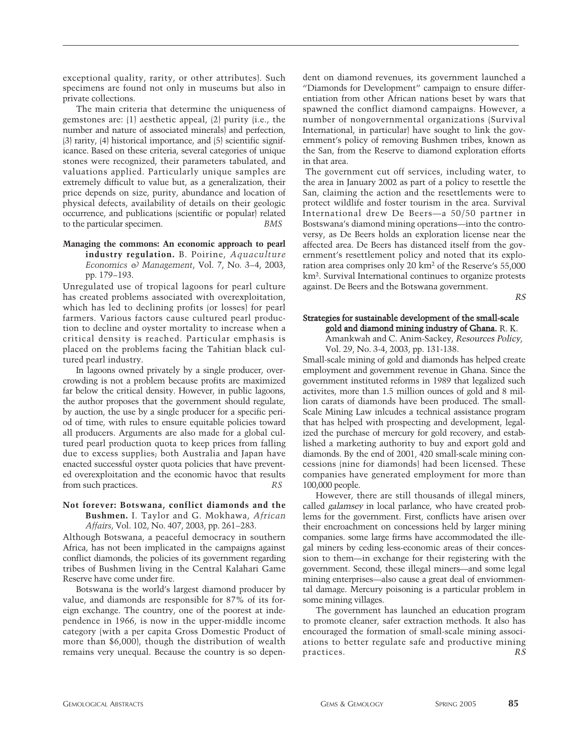exceptional quality, rarity, or other attributes). Such specimens are found not only in museums but also in private collections.

The main criteria that determine the uniqueness of gemstones are: (1) aesthetic appeal, (2) purity (i.e., the number and nature of associated minerals) and perfection, (3) rarity, (4) historical importance, and (5) scientific significance. Based on these criteria, several categories of unique stones were recognized, their parameters tabulated, and valuations applied. Particularly unique samples are extremely difficult to value but, as a generalization, their price depends on size, purity, abundance and location of physical defects, availability of details on their geologic occurrence, and publications (scientific or popular) related to the particular specimen. *BMS*

**Managing the commons: An economic approach to pearl industry regulation.** B. Poirine, *Aquaculture Economics & Management*, Vol. 7, No. 3–4, 2003, pp. 179–193.

Unregulated use of tropical lagoons for pearl culture has created problems associated with overexploitation, which has led to declining profits (or losses) for pearl farmers. Various factors cause cultured pearl production to decline and oyster mortality to increase when a critical density is reached. Particular emphasis is placed on the problems facing the Tahitian black cultured pearl industry.

In lagoons owned privately by a single producer, overcrowding is not a problem because profits are maximized far below the critical density. However, in public lagoons, the author proposes that the government should regulate, by auction, the use by a single producer for a specific period of time, with rules to ensure equitable policies toward all producers. Arguments are also made for a global cultured pearl production quota to keep prices from falling due to excess supplies; both Australia and Japan have enacted successful oyster quota policies that have prevented overexploitation and the economic havoc that results from such practices. *RS*

**Not forever: Botswana, conflict diamonds and the Bushmen.** I. Taylor and G. Mokhawa, *African Affairs*, Vol. 102, No. 407, 2003, pp. 261–283.

Although Botswana, a peaceful democracy in southern Africa, has not been implicated in the campaigns against conflict diamonds, the policies of its government regarding tribes of Bushmen living in the Central Kalahari Game Reserve have come under fire.

Botswana is the world's largest diamond producer by value, and diamonds are responsible for 87% of its foreign exchange. The country, one of the poorest at independence in 1966, is now in the upper-middle income category (with a per capita Gross Domestic Product of more than $6,000), though the distribution of wealth remains very unequal. Because the country is so dependent on diamond revenues, its government launched a "Diamonds for Development" campaign to ensure differentiation from other African nations beset by wars that spawned the conflict diamond campaigns. However, a number of nongovernmental organizations (Survival International, in particular) have sought to link the government's policy of removing Bushmen tribes, known as the San, from the Reserve to diamond exploration efforts in that area.

The government cut off services, including water, to the area in January 2002 as part of a policy to resettle the San, claiming the action and the resettlements were to protect wildlife and foster tourism in the area. Survival International drew De Beers—a 50/50 partner in Bostswana's diamond mining operations—into the controversy, as De Beers holds an exploration license near the affected area. De Beers has distanced itself from the government's resettlement policy and noted that its exploration area comprises only 20 $km^2$ of the Reserve's 55,000 $km^2$. Survival International continues to organize protests against. De Beers and the Botswana government.

*RS*

**Strategies for sustainable development of the small-scale gold and diamond mining industry of Ghana.** R. K. Amankwah and C. Anim-Sackey, *Resources Policy*, Vol. 29, No. 3-4, 2003, pp. 131-138.

Small-scale mining of gold and diamonds has helped create employment and government revenue in Ghana. Since the government instituted reforms in 1989 that legalized such activites, more than 1.5 million ounces of gold and 8 million carats of diamonds have been produced. The Small-Scale Mining Law inlcudes a technical assistance program that has helped with prospecting and development, legalized the purchase of mercury for gold recovery, and established a marketing authority to buy and export gold and diamonds. By the end of 2001, 420 small-scale mining concessions (nine for diamonds) had been licensed. These companies have generated employment for more than 100,000 people.

However, there are still thousands of illegal miners, called *galamsey* in local parlance, who have created problems for the government. First, conflicts have arisen over their encroachment on concessions held by larger mining companies. some large firms have accommodated the illegal miners by ceding less-economic areas of their concession to them—in exchange for their registering with the government. Second, these illegal miners—and some legal mining enterprises—also cause a great deal of enviornmental damage. Mercury poisoning is a particular problem in some mining villages.

The government has launched an education program to promote cleaner, safer extraction methods. It also has encouraged the formation of small-scale mining associations to better regulate safe and productive mining practices. *RS*